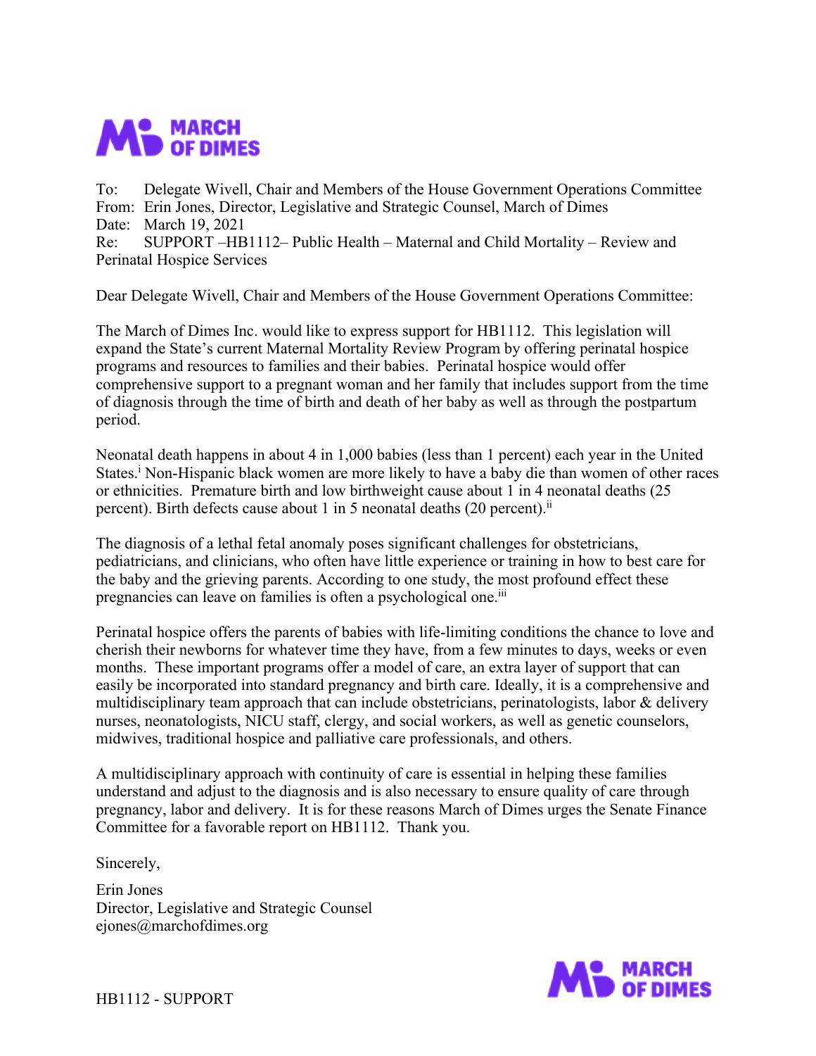MARCH OF DIMES

To: Delegate Wivell, Chair and Members of the House Government Operations Committee
From: Erin Jones, Director, Legislative and Strategic Counsel, March of Dimes
Date: March 19, 2021
Re: SUPPORT –HB1112– Public Health – Maternal and Child Mortality – Review and Perinatal Hospice Services

Dear Delegate Wivell, Chair and Members of the House Government Operations Committee:

The March of Dimes Inc. would like to express support for HB1112. This legislation will expand the State's current Maternal Mortality Review Program by offering perinatal hospice programs and resources to families and their babies. Perinatal hospice would offer comprehensive support to a pregnant woman and her family that includes support from the time of diagnosis through the time of birth and death of her baby as well as through the postpartum period.

Neonatal death happens in about 4 in 1,000 babies (less than 1 percent) each year in the United States.[i] Non-Hispanic black women are more likely to have a baby die than women of other races or ethnicities. Premature birth and low birthweight cause about 1 in 4 neonatal deaths (25 percent). Birth defects cause about 1 in 5 neonatal deaths (20 percent).[ii]

The diagnosis of a lethal fetal anomaly poses significant challenges for obstetricians, pediatricians, and clinicians, who often have little experience or training in how to best care for the baby and the grieving parents. According to one study, the most profound effect these pregnancies can leave on families is often a psychological one.[iii]

Perinatal hospice offers the parents of babies with life-limiting conditions the chance to love and cherish their newborns for whatever time they have, from a few minutes to days, weeks or even months. These important programs offer a model of care, an extra layer of support that can easily be incorporated into standard pregnancy and birth care. Ideally, it is a comprehensive and multidisciplinary team approach that can include obstetricians, perinatologists, labor & delivery nurses, neonatologists, NICU staff, clergy, and social workers, as well as genetic counselors, midwives, traditional hospice and palliative care professionals, and others.

A multidisciplinary approach with continuity of care is essential in helping these families understand and adjust to the diagnosis and is also necessary to ensure quality of care through pregnancy, labor and delivery. It is for these reasons March of Dimes urges the Senate Finance Committee for a favorable report on HB1112. Thank you.

Sincerely,

Erin Jones
Director, Legislative and Strategic Counsel
ejones@marchofdimes.org

HB1112 - SUPPORT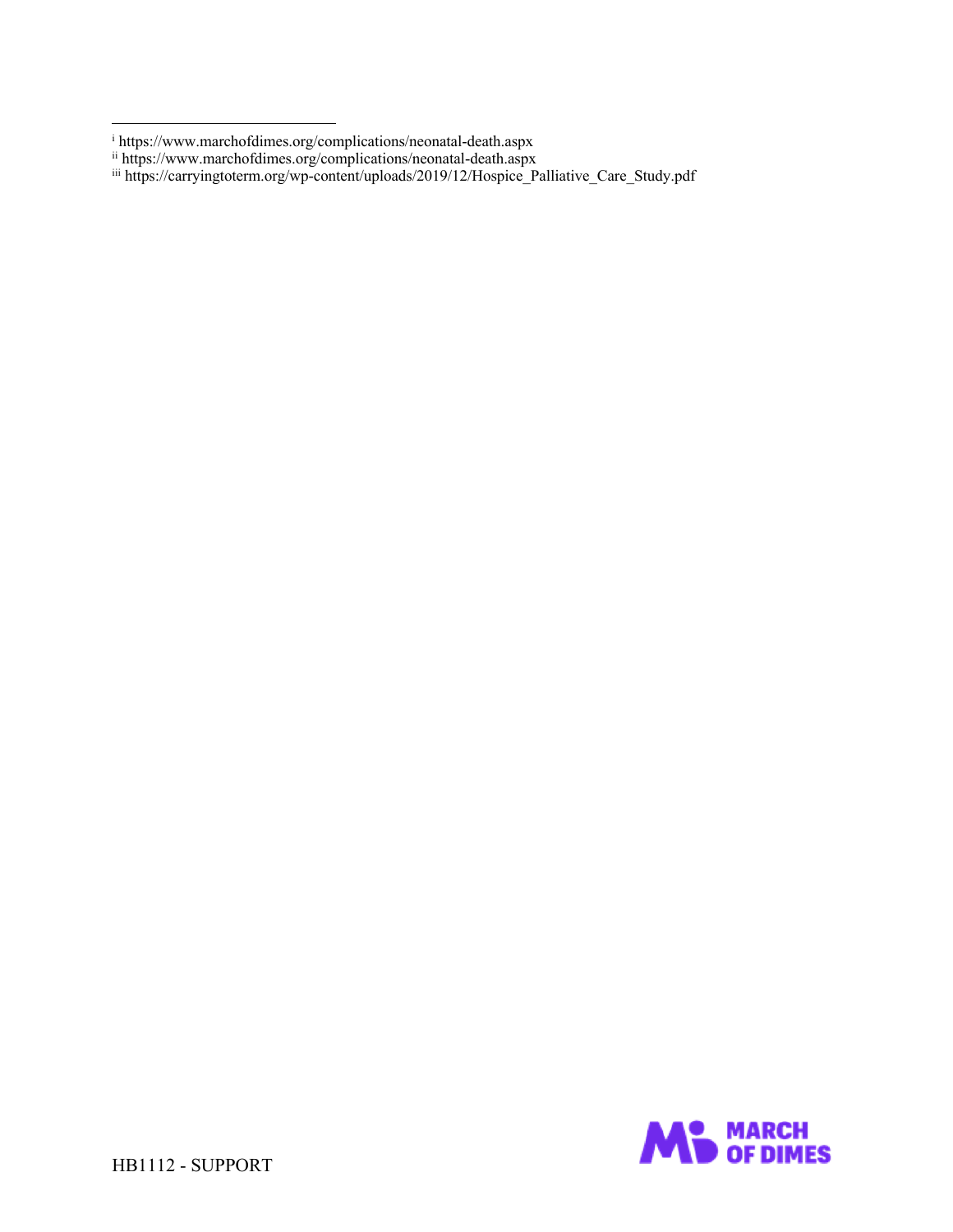---

[i] https://www.marchofdimes.org/complications/neonatal-death.aspx

[ii] https://www.marchofdimes.org/complications/neonatal-death.aspx

[iii] https://carryingtoterm.org/wp-content/uploads/2019/12/Hospice_Palliative_Care_Study.pdf

HB1112 - SUPPORT

MARCH OF DIMES